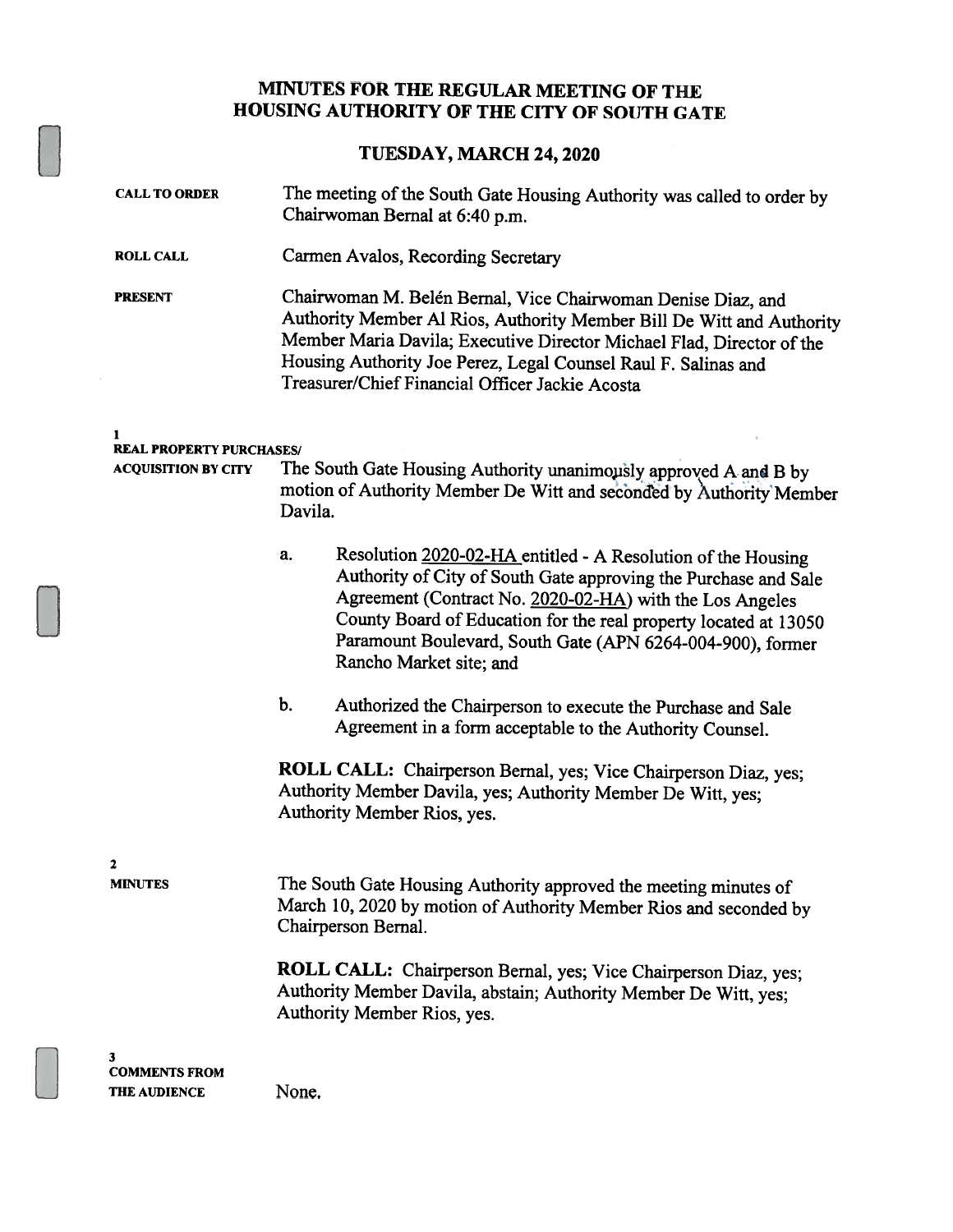# MINUTES FOR THE REGULAR MEETING OF THE HOUSING AUTHORITY OF THE CITY OF SOUTH GATE

## TUESDAY, MARCH 24, 2020

**CALL TO ORDER**

The meeting of the South Gate Housing Authority was called to order by Chairwoman Bernal at 6:40 p.m.

**ROLL CALL**

Carmen Avalos, Recording Secretary

**PRESENT**

Chairwoman M. Belén Bernal, Vice Chairwoman Denise Diaz, and Authority Member Al Rios, Authority Member Bill De Witt and Authority Member Maria Davila; Executive Director Michael Flad, Director of the Housing Authority Joe Perez, Legal Counsel Raul F. Salinas and Treasurer/Chief Financial Officer Jackie Acosta

**1**
**REAL PROPERTY PURCHASES/ ACQUISITION BY CITY**

The South Gate Housing Authority unanimously approved A and B by motion of Authority Member De Witt and seconded by Authority Member Davila.

a. Resolution 2020-02-HA entitled - A Resolution of the Housing Authority of City of South Gate approving the Purchase and Sale Agreement (Contract No. 2020-02-HA) with the Los Angeles County Board of Education for the real property located at 13050 Paramount Boulevard, South Gate (APN 6264-004-900), former Rancho Market site; and

b. Authorized the Chairperson to execute the Purchase and Sale Agreement in a form acceptable to the Authority Counsel.

**ROLL CALL:** Chairperson Bernal, yes; Vice Chairperson Diaz, yes; Authority Member Davila, yes; Authority Member De Witt, yes; Authority Member Rios, yes.

**2**
**MINUTES**

The South Gate Housing Authority approved the meeting minutes of March 10, 2020 by motion of Authority Member Rios and seconded by Chairperson Bernal.

**ROLL CALL:** Chairperson Bernal, yes; Vice Chairperson Diaz, yes; Authority Member Davila, abstain; Authority Member De Witt, yes; Authority Member Rios, yes.

**3**
**COMMENTS FROM THE AUDIENCE**

None.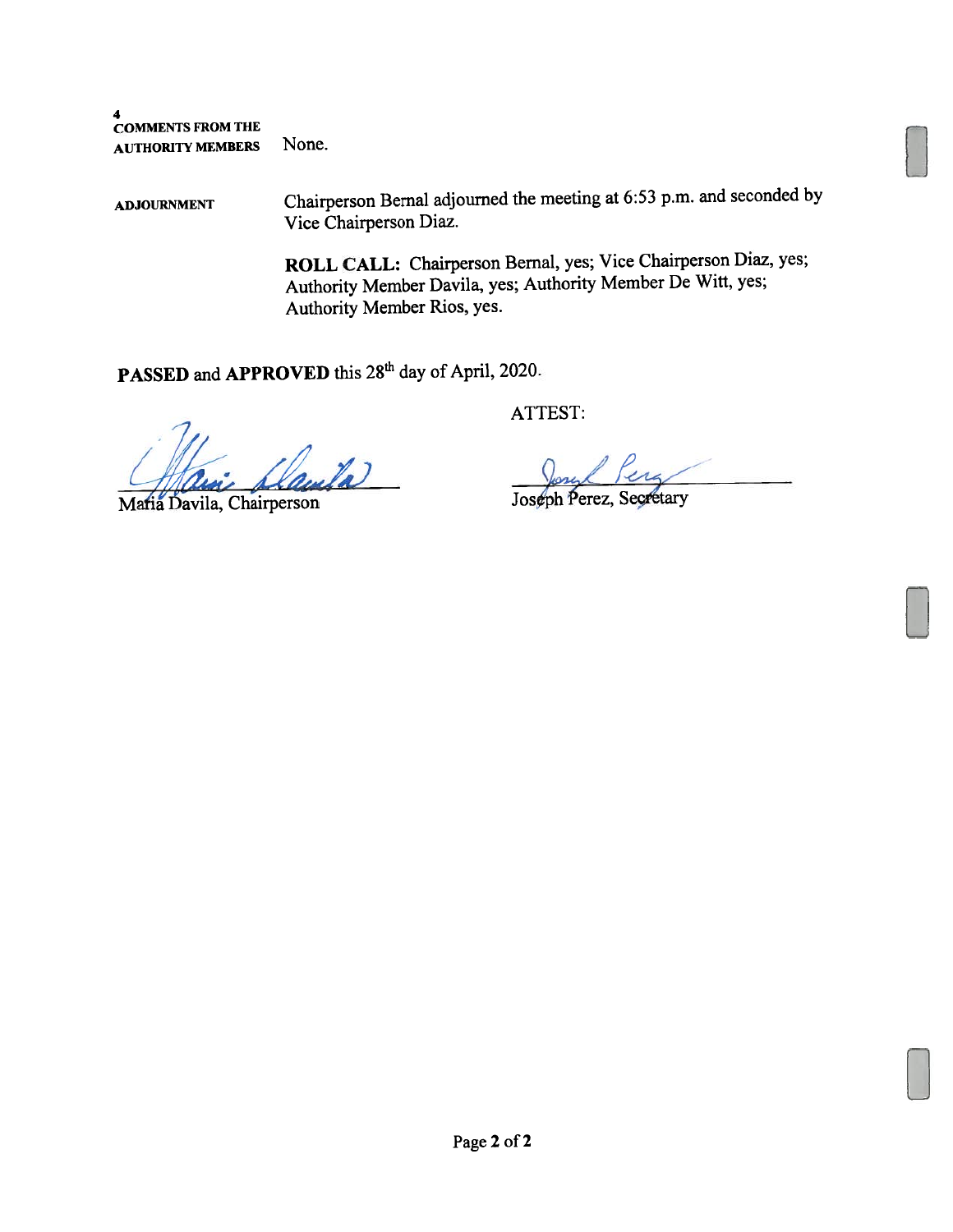**4**

**COMMENTS FROM THE AUTHORITY MEMBERS** None.

**ADJOURNMENT** Chairperson Bernal adjourned the meeting at 6:53 p.m. and seconded by Vice Chairperson Diaz.

**ROLL CALL:** Chairperson Bernal, yes; Vice Chairperson Diaz, yes; Authority Member Davila, yes; Authority Member De Witt, yes; Authority Member Rios, yes.

**PASSED** and **APPROVED** this 28th day of April, 2020.

ATTEST:

Maria Davila, Chairperson

Joseph Perez, Secretary